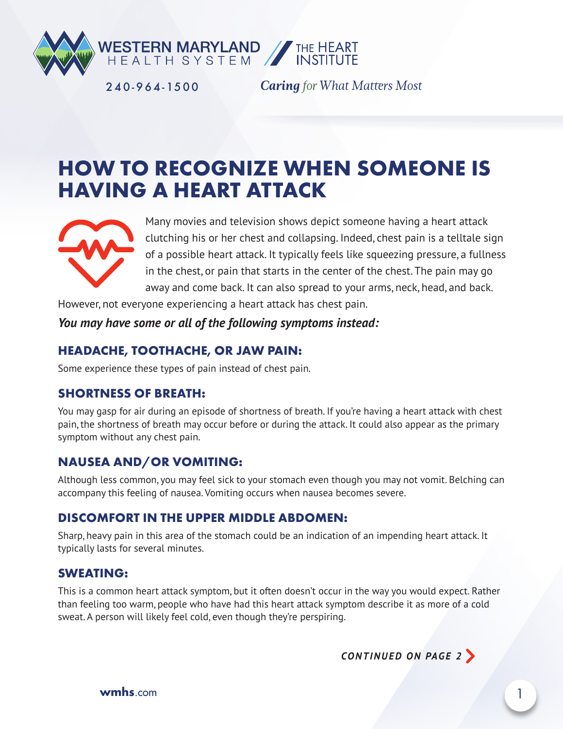WESTERN MARYLAND HEALTH SYSTEM | THE HEART INSTITUTE

240-964-1500

***Caring** for What Matters Most*

# HOW TO RECOGNIZE WHEN SOMEONE IS HAVING A HEART ATTACK

Many movies and television shows depict someone having a heart attack clutching his or her chest and collapsing. Indeed, chest pain is a telltale sign of a possible heart attack. It typically feels like squeezing pressure, a fullness in the chest, or pain that starts in the center of the chest. The pain may go away and come back. It can also spread to your arms, neck, head, and back. However, not everyone experiencing a heart attack has chest pain.

***You may have some or all of the following symptoms instead:***

## HEADACHE, TOOTHACHE, OR JAW PAIN:

Some experience these types of pain instead of chest pain.

## SHORTNESS OF BREATH:

You may gasp for air during an episode of shortness of breath. If you're having a heart attack with chest pain, the shortness of breath may occur before or during the attack. It could also appear as the primary symptom without any chest pain.

## NAUSEA AND/OR VOMITING:

Although less common, you may feel sick to your stomach even though you may not vomit. Belching can accompany this feeling of nausea. Vomiting occurs when nausea becomes severe.

## DISCOMFORT IN THE UPPER MIDDLE ABDOMEN:

Sharp, heavy pain in this area of the stomach could be an indication of an impending heart attack. It typically lasts for several minutes.

## SWEATING:

This is a common heart attack symptom, but it often doesn't occur in the way you would expect. Rather than feeling too warm, people who have had this heart attack symptom describe it as more of a cold sweat. A person will likely feel cold, even though they're perspiring.

*CONTINUED ON PAGE 2*

wmhs.com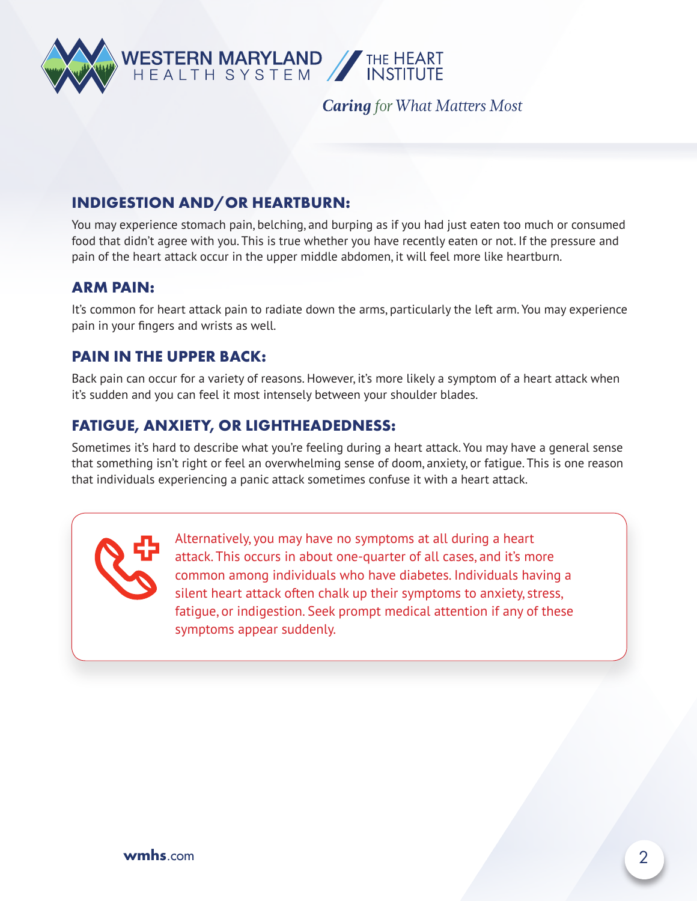## INDIGESTION AND/OR HEARTBURN:

You may experience stomach pain, belching, and burping as if you had just eaten too much or consumed food that didn't agree with you. This is true whether you have recently eaten or not. If the pressure and pain of the heart attack occur in the upper middle abdomen, it will feel more like heartburn.

## ARM PAIN:

It's common for heart attack pain to radiate down the arms, particularly the left arm. You may experience pain in your fingers and wrists as well.

## PAIN IN THE UPPER BACK:

Back pain can occur for a variety of reasons. However, it's more likely a symptom of a heart attack when it's sudden and you can feel it most intensely between your shoulder blades.

## FATIGUE, ANXIETY, OR LIGHTHEADEDNESS:

Sometimes it's hard to describe what you're feeling during a heart attack. You may have a general sense that something isn't right or feel an overwhelming sense of doom, anxiety, or fatigue. This is one reason that individuals experiencing a panic attack sometimes confuse it with a heart attack.

Alternatively, you may have no symptoms at all during a heart attack. This occurs in about one-quarter of all cases, and it's more common among individuals who have diabetes. Individuals having a silent heart attack often chalk up their symptoms to anxiety, stress, fatigue, or indigestion. Seek prompt medical attention if any of these symptoms appear suddenly.